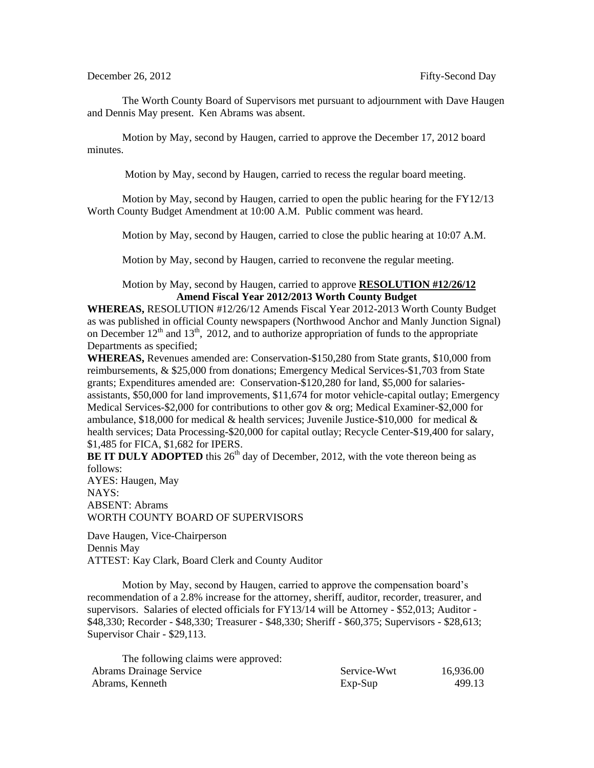December 26, 2012 Fifty-Second Day

The Worth County Board of Supervisors met pursuant to adjournment with Dave Haugen and Dennis May present. Ken Abrams was absent.

Motion by May, second by Haugen, carried to approve the December 17, 2012 board minutes.

Motion by May, second by Haugen, carried to recess the regular board meeting.

Motion by May, second by Haugen, carried to open the public hearing for the FY12/13 Worth County Budget Amendment at 10:00 A.M. Public comment was heard.

Motion by May, second by Haugen, carried to close the public hearing at 10:07 A.M.

Motion by May, second by Haugen, carried to reconvene the regular meeting.

Motion by May, second by Haugen, carried to approve **RESOLUTION #12/26/12**
**Amend Fiscal Year 2012/2013 Worth County Budget**

**WHEREAS,** RESOLUTION #12/26/12 Amends Fiscal Year 2012-2013 Worth County Budget as was published in official County newspapers (Northwood Anchor and Manly Junction Signal) on December 12th and 13th, 2012, and to authorize appropriation of funds to the appropriate Departments as specified;

**WHEREAS,** Revenues amended are: Conservation-$150,280 from State grants, $10,000 from reimbursements, & $25,000 from donations; Emergency Medical Services-$1,703 from State grants; Expenditures amended are: Conservation-$120,280 for land, $5,000 for salaries-assistants, $50,000 for land improvements, $11,674 for motor vehicle-capital outlay; Emergency Medical Services-$2,000 for contributions to other gov & org; Medical Examiner-$2,000 for ambulance, $18,000 for medical & health services; Juvenile Justice-$10,000 for medical & health services; Data Processing-$20,000 for capital outlay; Recycle Center-$19,400 for salary, $1,485 for FICA, $1,682 for IPERS.

**BE IT DULY ADOPTED** this 26th day of December, 2012, with the vote thereon being as follows:

AYES: Haugen, May
NAYS:
ABSENT: Abrams
WORTH COUNTY BOARD OF SUPERVISORS

Dave Haugen, Vice-Chairperson
Dennis May
ATTEST: Kay Clark, Board Clerk and County Auditor

Motion by May, second by Haugen, carried to approve the compensation board's recommendation of a 2.8% increase for the attorney, sheriff, auditor, recorder, treasurer, and supervisors. Salaries of elected officials for FY13/14 will be Attorney - $52,013; Auditor - $48,330; Recorder - $48,330; Treasurer - $48,330; Sheriff - $60,375; Supervisors - $28,613; Supervisor Chair - $29,113.

The following claims were approved:

| | | |
|---|---|---|
| Abrams Drainage Service | Service-Wwt | 16,936.00 |
| Abrams, Kenneth | Exp-Sup | 499.13 |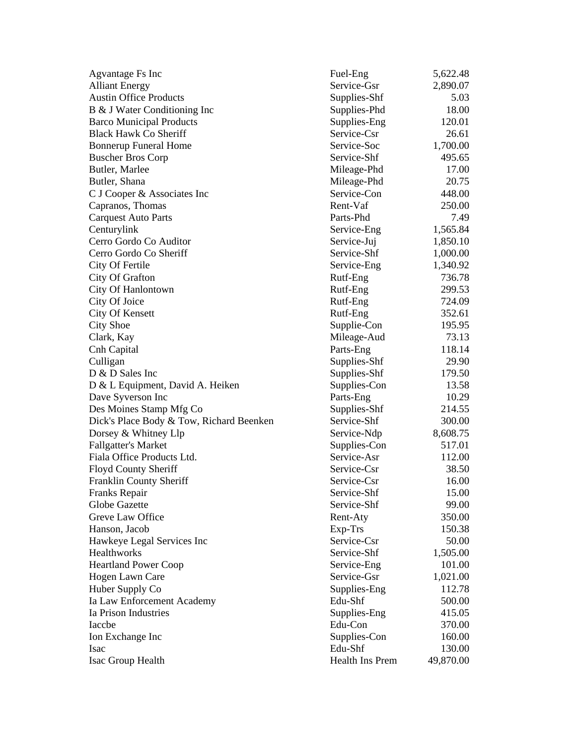| | | |
|---|---|---|
| Agvantage Fs Inc | Fuel-Eng | 5,622.48 |
| Alliant Energy | Service-Gsr | 2,890.07 |
| Austin Office Products | Supplies-Shf | 5.03 |
| B & J Water Conditioning Inc | Supplies-Phd | 18.00 |
| Barco Municipal Products | Supplies-Eng | 120.01 |
| Black Hawk Co Sheriff | Service-Csr | 26.61 |
| Bonnerup Funeral Home | Service-Soc | 1,700.00 |
| Buscher Bros Corp | Service-Shf | 495.65 |
| Butler, Marlee | Mileage-Phd | 17.00 |
| Butler, Shana | Mileage-Phd | 20.75 |
| C J Cooper & Associates Inc | Service-Con | 448.00 |
| Capranos, Thomas | Rent-Vaf | 250.00 |
| Carquest Auto Parts | Parts-Phd | 7.49 |
| Centurylink | Service-Eng | 1,565.84 |
| Cerro Gordo Co Auditor | Service-Juj | 1,850.10 |
| Cerro Gordo Co Sheriff | Service-Shf | 1,000.00 |
| City Of Fertile | Service-Eng | 1,340.92 |
| City Of Grafton | Rutf-Eng | 736.78 |
| City Of Hanlontown | Rutf-Eng | 299.53 |
| City Of Joice | Rutf-Eng | 724.09 |
| City Of Kensett | Rutf-Eng | 352.61 |
| City Shoe | Supplie-Con | 195.95 |
| Clark, Kay | Mileage-Aud | 73.13 |
| Cnh Capital | Parts-Eng | 118.14 |
| Culligan | Supplies-Shf | 29.90 |
| D & D Sales Inc | Supplies-Shf | 179.50 |
| D & L Equipment, David A. Heiken | Supplies-Con | 13.58 |
| Dave Syverson Inc | Parts-Eng | 10.29 |
| Des Moines Stamp Mfg Co | Supplies-Shf | 214.55 |
| Dick's Place Body & Tow, Richard Beenken | Service-Shf | 300.00 |
| Dorsey & Whitney Llp | Service-Ndp | 8,608.75 |
| Fallgatter's Market | Supplies-Con | 517.01 |
| Fiala Office Products Ltd. | Service-Asr | 112.00 |
| Floyd County Sheriff | Service-Csr | 38.50 |
| Franklin County Sheriff | Service-Csr | 16.00 |
| Franks Repair | Service-Shf | 15.00 |
| Globe Gazette | Service-Shf | 99.00 |
| Greve Law Office | Rent-Aty | 350.00 |
| Hanson, Jacob | Exp-Trs | 150.38 |
| Hawkeye Legal Services Inc | Service-Csr | 50.00 |
| Healthworks | Service-Shf | 1,505.00 |
| Heartland Power Coop | Service-Eng | 101.00 |
| Hogen Lawn Care | Service-Gsr | 1,021.00 |
| Huber Supply Co | Supplies-Eng | 112.78 |
| Ia Law Enforcement Academy | Edu-Shf | 500.00 |
| Ia Prison Industries | Supplies-Eng | 415.05 |
| Iaccbe | Edu-Con | 370.00 |
| Ion Exchange Inc | Supplies-Con | 160.00 |
| Isac | Edu-Shf | 130.00 |
| Isac Group Health | Health Ins Prem | 49,870.00 |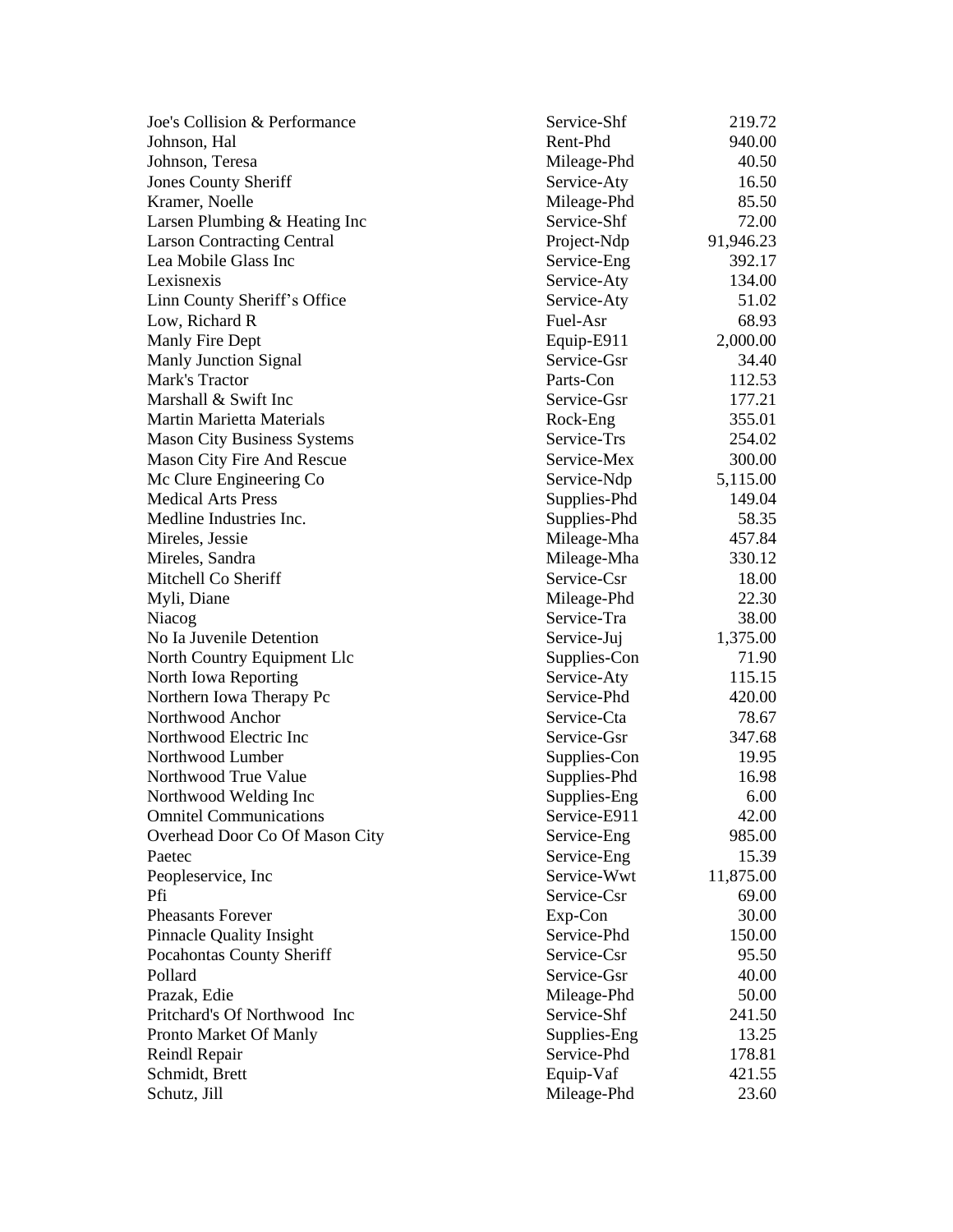| | | |
|---|---|---|
| Joe's Collision & Performance | Service-Shf | 219.72 |
| Johnson, Hal | Rent-Phd | 940.00 |
| Johnson, Teresa | Mileage-Phd | 40.50 |
| Jones County Sheriff | Service-Aty | 16.50 |
| Kramer, Noelle | Mileage-Phd | 85.50 |
| Larsen Plumbing & Heating Inc | Service-Shf | 72.00 |
| Larson Contracting Central | Project-Ndp | 91,946.23 |
| Lea Mobile Glass Inc | Service-Eng | 392.17 |
| Lexisnexis | Service-Aty | 134.00 |
| Linn County Sheriff's Office | Service-Aty | 51.02 |
| Low, Richard R | Fuel-Asr | 68.93 |
| Manly Fire Dept | Equip-E911 | 2,000.00 |
| Manly Junction Signal | Service-Gsr | 34.40 |
| Mark's Tractor | Parts-Con | 112.53 |
| Marshall & Swift Inc | Service-Gsr | 177.21 |
| Martin Marietta Materials | Rock-Eng | 355.01 |
| Mason City Business Systems | Service-Trs | 254.02 |
| Mason City Fire And Rescue | Service-Mex | 300.00 |
| Mc Clure Engineering Co | Service-Ndp | 5,115.00 |
| Medical Arts Press | Supplies-Phd | 149.04 |
| Medline Industries Inc. | Supplies-Phd | 58.35 |
| Mireles, Jessie | Mileage-Mha | 457.84 |
| Mireles, Sandra | Mileage-Mha | 330.12 |
| Mitchell Co Sheriff | Service-Csr | 18.00 |
| Myli, Diane | Mileage-Phd | 22.30 |
| Niacog | Service-Tra | 38.00 |
| No Ia Juvenile Detention | Service-Juj | 1,375.00 |
| North Country Equipment Llc | Supplies-Con | 71.90 |
| North Iowa Reporting | Service-Aty | 115.15 |
| Northern Iowa Therapy Pc | Service-Phd | 420.00 |
| Northwood Anchor | Service-Cta | 78.67 |
| Northwood Electric Inc | Service-Gsr | 347.68 |
| Northwood Lumber | Supplies-Con | 19.95 |
| Northwood True Value | Supplies-Phd | 16.98 |
| Northwood Welding Inc | Supplies-Eng | 6.00 |
| Omnitel Communications | Service-E911 | 42.00 |
| Overhead Door Co Of Mason City | Service-Eng | 985.00 |
| Paetec | Service-Eng | 15.39 |
| Peopleservice, Inc | Service-Wwt | 11,875.00 |
| Pfi | Service-Csr | 69.00 |
| Pheasants Forever | Exp-Con | 30.00 |
| Pinnacle Quality Insight | Service-Phd | 150.00 |
| Pocahontas County Sheriff | Service-Csr | 95.50 |
| Pollard | Service-Gsr | 40.00 |
| Prazak, Edie | Mileage-Phd | 50.00 |
| Pritchard's Of Northwood Inc | Service-Shf | 241.50 |
| Pronto Market Of Manly | Supplies-Eng | 13.25 |
| Reindl Repair | Service-Phd | 178.81 |
| Schmidt, Brett | Equip-Vaf | 421.55 |
| Schutz, Jill | Mileage-Phd | 23.60 |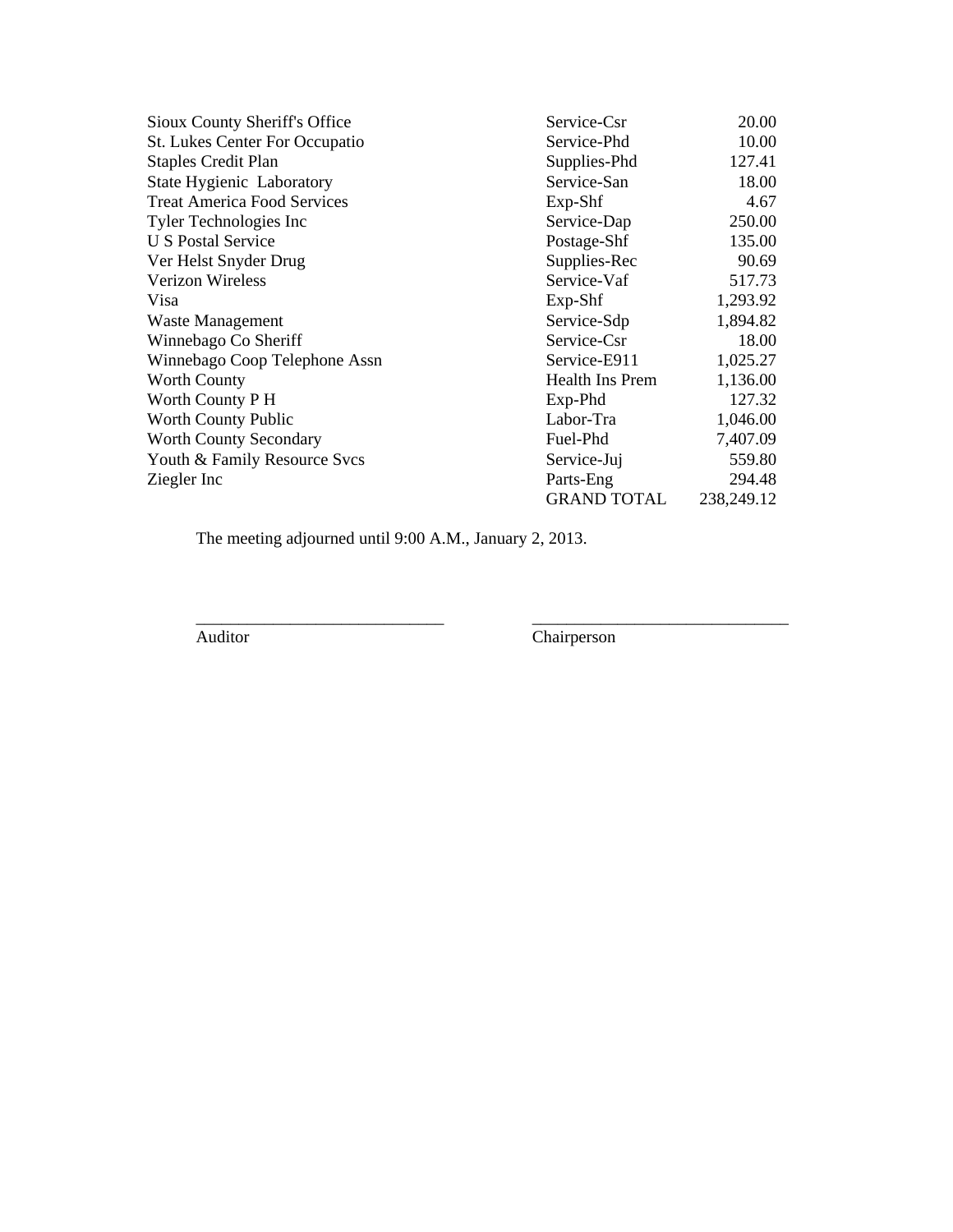| | | |
|---|---|---|
| Sioux County Sheriff's Office | Service-Csr | 20.00 |
| St. Lukes Center For Occupatio | Service-Phd | 10.00 |
| Staples Credit Plan | Supplies-Phd | 127.41 |
| State Hygienic Laboratory | Service-San | 18.00 |
| Treat America Food Services | Exp-Shf | 4.67 |
| Tyler Technologies Inc | Service-Dap | 250.00 |
| U S Postal Service | Postage-Shf | 135.00 |
| Ver Helst Snyder Drug | Supplies-Rec | 90.69 |
| Verizon Wireless | Service-Vaf | 517.73 |
| Visa | Exp-Shf | 1,293.92 |
| Waste Management | Service-Sdp | 1,894.82 |
| Winnebago Co Sheriff | Service-Csr | 18.00 |
| Winnebago Coop Telephone Assn | Service-E911 | 1,025.27 |
| Worth County | Health Ins Prem | 1,136.00 |
| Worth County P H | Exp-Phd | 127.32 |
| Worth County Public | Labor-Tra | 1,046.00 |
| Worth County Secondary | Fuel-Phd | 7,407.09 |
| Youth & Family Resource Svcs | Service-Juj | 559.80 |
| Ziegler Inc | Parts-Eng | 294.48 |
| | GRAND TOTAL | 238,249.12 |

The meeting adjourned until 9:00 A.M., January 2, 2013.

_____________________________ _____________________________

Auditor Chairperson